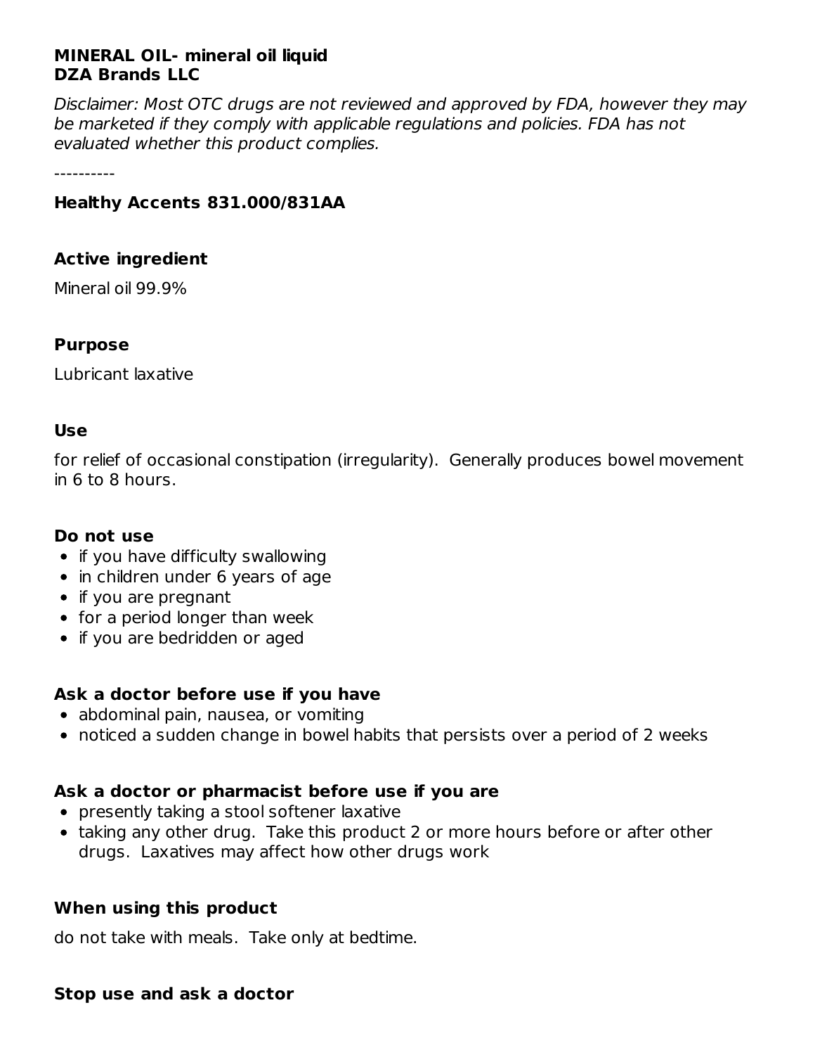**MINERAL OIL- mineral oil liquid**
**DZA Brands LLC**

*Disclaimer: Most OTC drugs are not reviewed and approved by FDA, however they may be marketed if they comply with applicable regulations and policies. FDA has not evaluated whether this product complies.*

----------

### Healthy Accents 831.000/831AA

### Active ingredient

Mineral oil 99.9%

### Purpose

Lubricant laxative

### Use

for relief of occasional constipation (irregularity). Generally produces bowel movement in 6 to 8 hours.

### Do not use

- if you have difficulty swallowing
- in children under 6 years of age
- if you are pregnant
- for a period longer than week
- if you are bedridden or aged

### Ask a doctor before use if you have

- abdominal pain, nausea, or vomiting
- noticed a sudden change in bowel habits that persists over a period of 2 weeks

### Ask a doctor or pharmacist before use if you are

- presently taking a stool softener laxative
- taking any other drug. Take this product 2 or more hours before or after other drugs. Laxatives may affect how other drugs work

### When using this product

do not take with meals. Take only at bedtime.

### Stop use and ask a doctor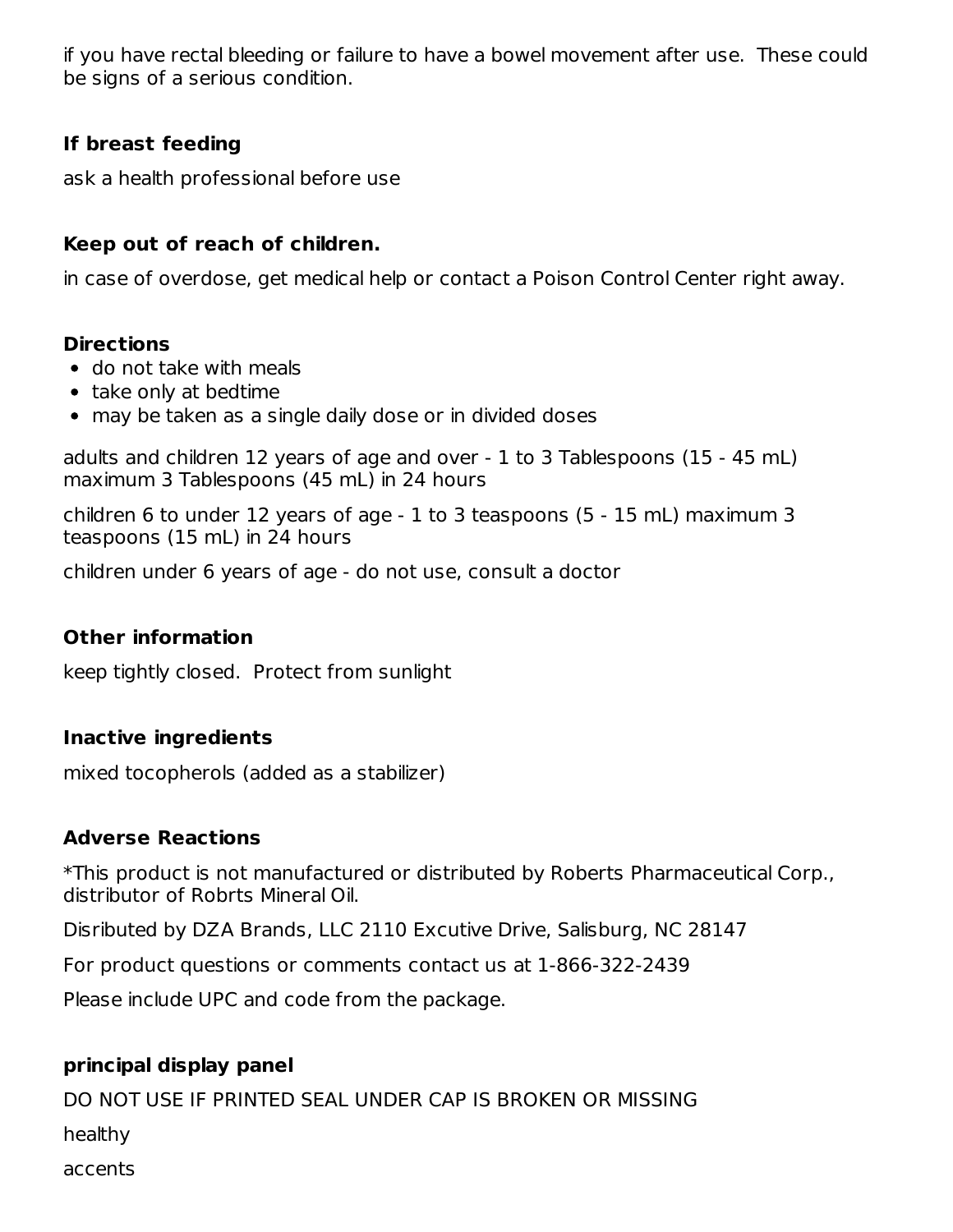if you have rectal bleeding or failure to have a bowel movement after use. These could be signs of a serious condition.

### If breast feeding

ask a health professional before use

### Keep out of reach of children.

in case of overdose, get medical help or contact a Poison Control Center right away.

### Directions

- do not take with meals
- take only at bedtime
- may be taken as a single daily dose or in divided doses

adults and children 12 years of age and over - 1 to 3 Tablespoons (15 - 45 mL) maximum 3 Tablespoons (45 mL) in 24 hours

children 6 to under 12 years of age - 1 to 3 teaspoons (5 - 15 mL) maximum 3 teaspoons (15 mL) in 24 hours

children under 6 years of age - do not use, consult a doctor

### Other information

keep tightly closed. Protect from sunlight

### Inactive ingredients

mixed tocopherols (added as a stabilizer)

### Adverse Reactions

*This product is not manufactured or distributed by Roberts Pharmaceutical Corp., distributor of Robrts Mineral Oil.

Disributed by DZA Brands, LLC 2110 Excutive Drive, Salisburg, NC 28147

For product questions or comments contact us at 1-866-322-2439

Please include UPC and code from the package.

### principal display panel

DO NOT USE IF PRINTED SEAL UNDER CAP IS BROKEN OR MISSING

healthy

accents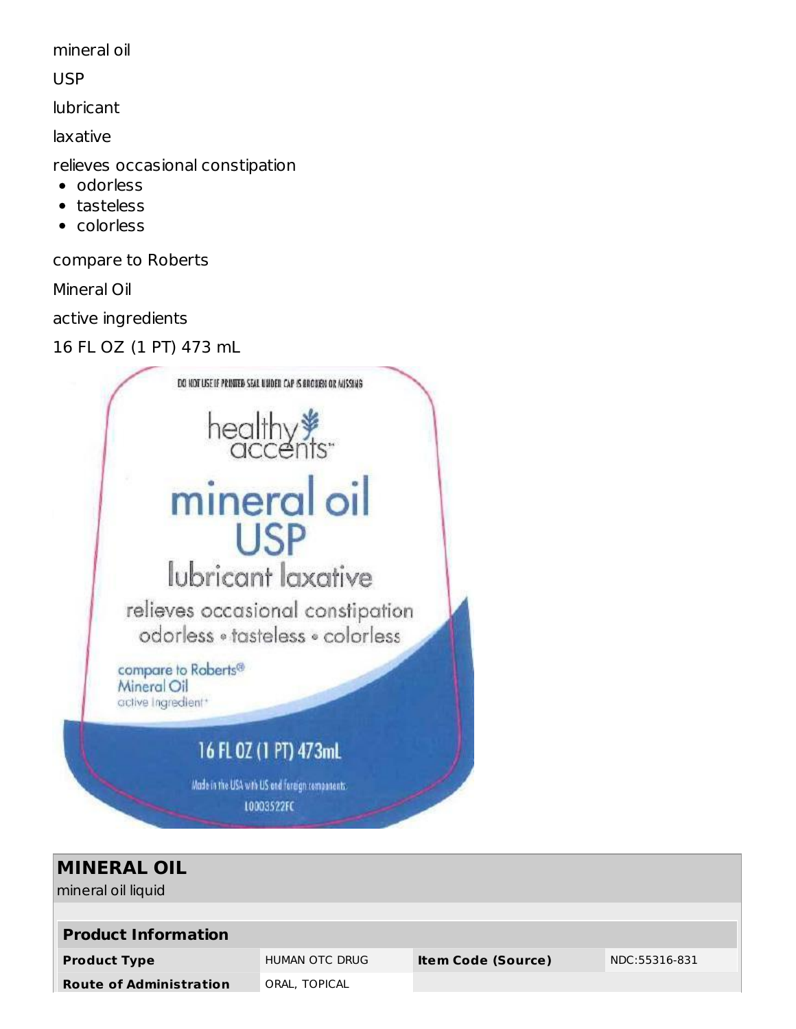mineral oil

USP

lubricant

laxative

relieves occasional constipation

- odorless
- tasteless
- colorless

compare to Roberts

Mineral Oil

active ingredients

16 FL OZ (1 PT) 473 mL

DO NOT USE IF PRINTED SEAL UNDER CAP IS BROKEN OR MISSING

healthy accents™

mineral oil USP

lubricant laxative

relieves occasional constipation

odorless • tasteless • colorless

compare to Roberts® Mineral Oil active ingredient*

16 FL OZ (1 PT) 473mL

Made in the USA with US and foreign components

L0003522FC

## MINERAL OIL

mineral oil liquid

| Product Information | | | |
|---|---|---|---|
| **Product Type** | HUMAN OTC DRUG | **Item Code (Source)** | NDC:55316-831 |
| **Route of Administration** | ORAL, TOPICAL | | |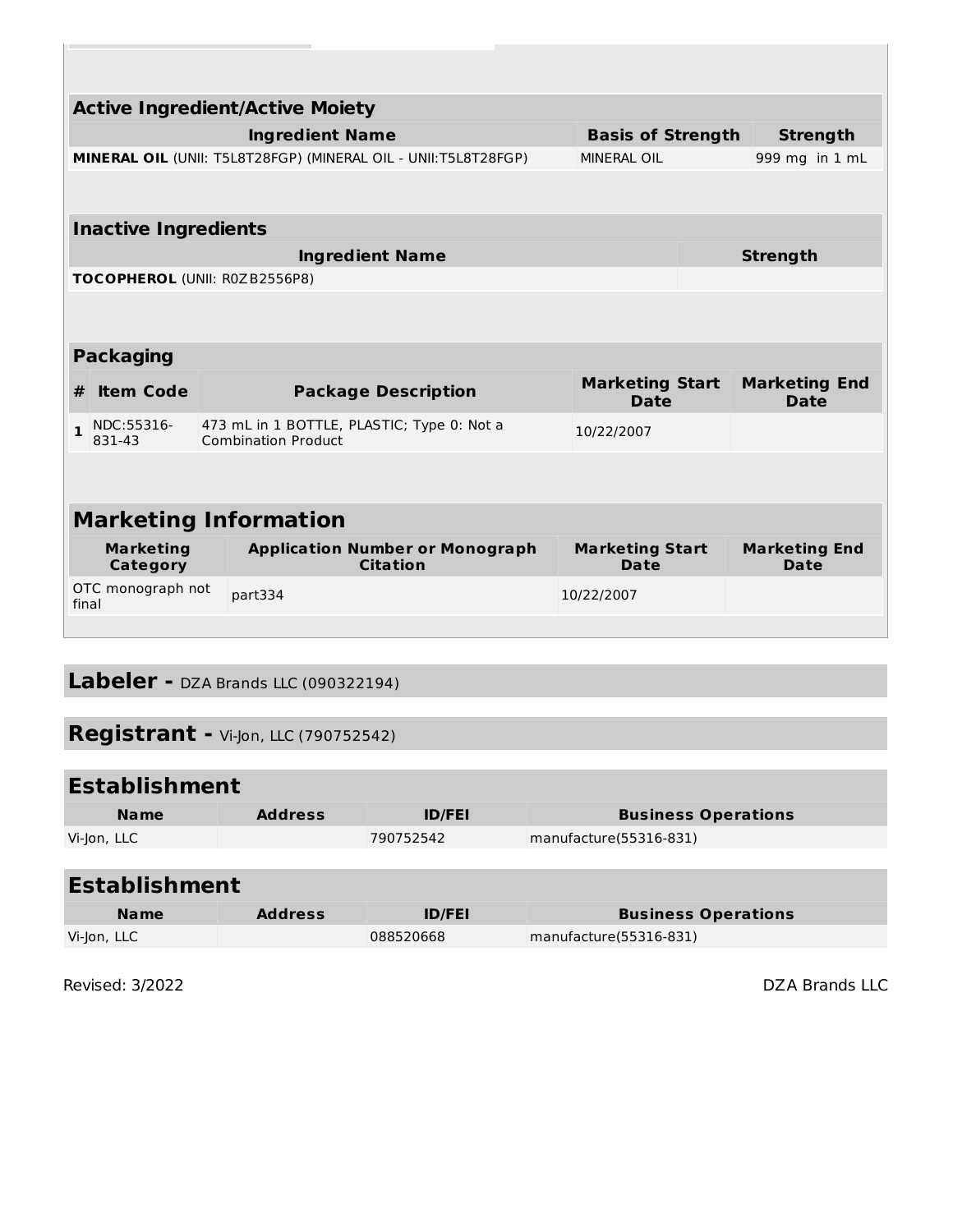| Active Ingredient/Active Moiety | | |
| --- | --- | --- |
| **Ingredient Name** | **Basis of Strength** | **Strength** |
| **MINERAL OIL** (UNII: T5L8T28FGP) (MINERAL OIL - UNII:T5L8T28FGP) | MINERAL OIL | 999 mg in 1 mL |

| Inactive Ingredients | |
| --- | --- |
| **Ingredient Name** | **Strength** |
| **TOCOPHEROL** (UNII: R0ZB2556P8) | |

| Packaging | | | | |
| --- | --- | --- | --- | --- |
| **#** | **Item Code** | **Package Description** | **Marketing Start Date** | **Marketing End Date** |
| 1 | NDC:55316-831-43 | 473 mL in 1 BOTTLE, PLASTIC; Type 0: Not a Combination Product | 10/22/2007 | |

| Marketing Information | | | |
| --- | --- | --- | --- |
| **Marketing Category** | **Application Number or Monograph Citation** | **Marketing Start Date** | **Marketing End Date** |
| OTC monograph not final | part334 | 10/22/2007 | |

## Labeler - DZA Brands LLC (090322194)

## Registrant - Vi-Jon, LLC (790752542)

| Establishment | | | |
| --- | --- | --- | --- |
| **Name** | **Address** | **ID/FEI** | **Business Operations** |
| Vi-Jon, LLC | | 790752542 | manufacture(55316-831) |

| Establishment | | | |
| --- | --- | --- | --- |
| **Name** | **Address** | **ID/FEI** | **Business Operations** |
| Vi-Jon, LLC | | 088520668 | manufacture(55316-831) |

Revised: 3/2022

DZA Brands LLC